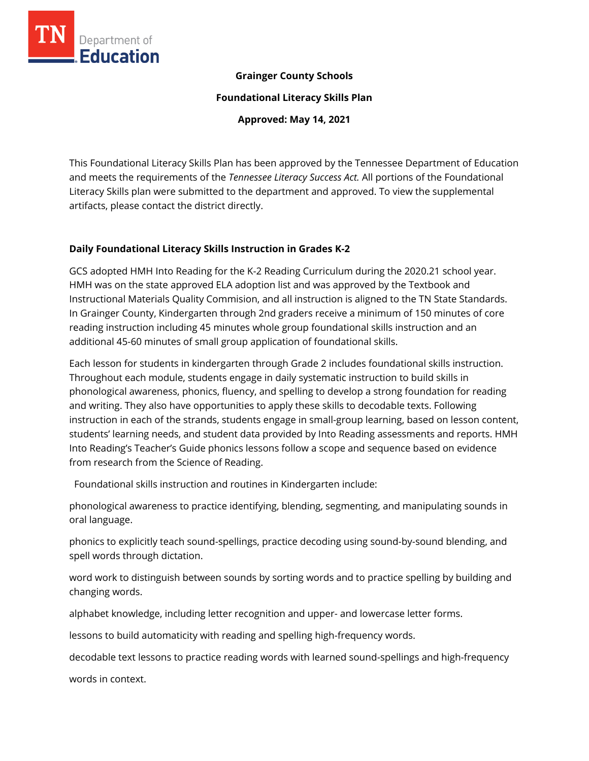**Grainger County Schools**

**Foundational Literacy Skills Plan**

**Approved: May 14, 2021**

This Foundational Literacy Skills Plan has been approved by the Tennessee Department of Education and meets the requirements of the *Tennessee Literacy Success Act.* All portions of the Foundational Literacy Skills plan were submitted to the department and approved. To view the supplemental artifacts, please contact the district directly.

## Daily Foundational Literacy Skills Instruction in Grades K-2

GCS adopted HMH Into Reading for the K-2 Reading Curriculum during the 2020.21 school year. HMH was on the state approved ELA adoption list and was approved by the Textbook and Instructional Materials Quality Commision, and all instruction is aligned to the TN State Standards. In Grainger County, Kindergarten through 2nd graders receive a minimum of 150 minutes of core reading instruction including 45 minutes whole group foundational skills instruction and an additional 45-60 minutes of small group application of foundational skills.

Each lesson for students in kindergarten through Grade 2 includes foundational skills instruction. Throughout each module, students engage in daily systematic instruction to build skills in phonological awareness, phonics, fluency, and spelling to develop a strong foundation for reading and writing. They also have opportunities to apply these skills to decodable texts. Following instruction in each of the strands, students engage in small-group learning, based on lesson content, students' learning needs, and student data provided by Into Reading assessments and reports. HMH Into Reading's Teacher's Guide phonics lessons follow a scope and sequence based on evidence from research from the Science of Reading.

Foundational skills instruction and routines in Kindergarten include:

phonological awareness to practice identifying, blending, segmenting, and manipulating sounds in oral language.

phonics to explicitly teach sound-spellings, practice decoding using sound-by-sound blending, and spell words through dictation.

word work to distinguish between sounds by sorting words and to practice spelling by building and changing words.

alphabet knowledge, including letter recognition and upper- and lowercase letter forms.

lessons to build automaticity with reading and spelling high-frequency words.

decodable text lessons to practice reading words with learned sound-spellings and high-frequency words in context.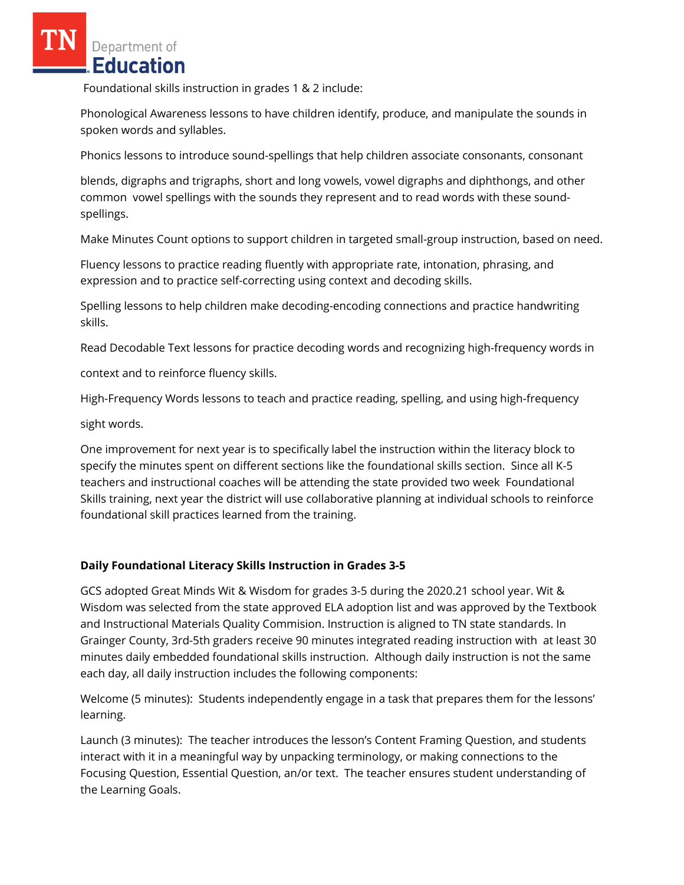Foundational skills instruction in grades 1 & 2 include:

Phonological Awareness lessons to have children identify, produce, and manipulate the sounds in spoken words and syllables.

Phonics lessons to introduce sound-spellings that help children associate consonants, consonant blends, digraphs and trigraphs, short and long vowels, vowel digraphs and diphthongs, and other common vowel spellings with the sounds they represent and to read words with these sound-spellings.

Make Minutes Count options to support children in targeted small-group instruction, based on need.

Fluency lessons to practice reading fluently with appropriate rate, intonation, phrasing, and expression and to practice self-correcting using context and decoding skills.

Spelling lessons to help children make decoding-encoding connections and practice handwriting skills.

Read Decodable Text lessons for practice decoding words and recognizing high-frequency words in context and to reinforce fluency skills.

High-Frequency Words lessons to teach and practice reading, spelling, and using high-frequency sight words.

One improvement for next year is to specifically label the instruction within the literacy block to specify the minutes spent on different sections like the foundational skills section. Since all K-5 teachers and instructional coaches will be attending the state provided two week Foundational Skills training, next year the district will use collaborative planning at individual schools to reinforce foundational skill practices learned from the training.

**Daily Foundational Literacy Skills Instruction in Grades 3-5**

GCS adopted Great Minds Wit & Wisdom for grades 3-5 during the 2020.21 school year. Wit & Wisdom was selected from the state approved ELA adoption list and was approved by the Textbook and Instructional Materials Quality Commision. Instruction is aligned to TN state standards. In Grainger County, 3rd-5th graders receive 90 minutes integrated reading instruction with at least 30 minutes daily embedded foundational skills instruction. Although daily instruction is not the same each day, all daily instruction includes the following components:

Welcome (5 minutes): Students independently engage in a task that prepares them for the lessons' learning.

Launch (3 minutes): The teacher introduces the lesson's Content Framing Question, and students interact with it in a meaningful way by unpacking terminology, or making connections to the Focusing Question, Essential Question, an/or text. The teacher ensures student understanding of the Learning Goals.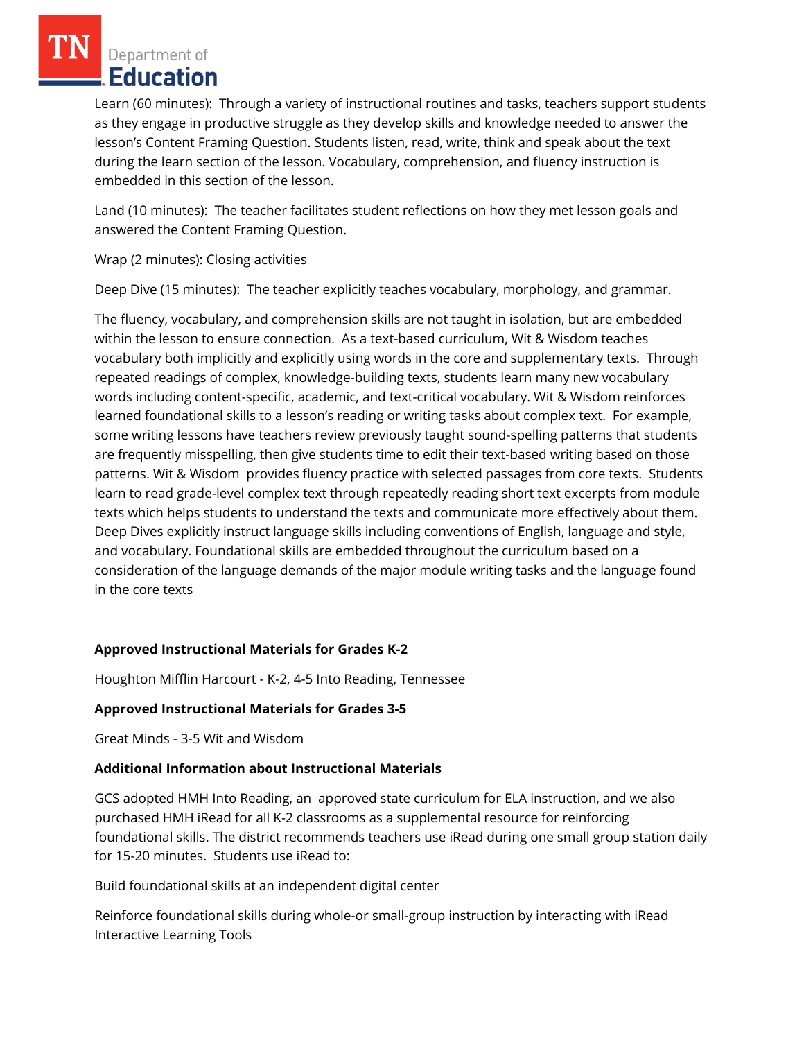Learn (60 minutes): Through a variety of instructional routines and tasks, teachers support students as they engage in productive struggle as they develop skills and knowledge needed to answer the lesson's Content Framing Question. Students listen, read, write, think and speak about the text during the learn section of the lesson. Vocabulary, comprehension, and fluency instruction is embedded in this section of the lesson.

Land (10 minutes): The teacher facilitates student reflections on how they met lesson goals and answered the Content Framing Question.

Wrap (2 minutes): Closing activities

Deep Dive (15 minutes): The teacher explicitly teaches vocabulary, morphology, and grammar.

The fluency, vocabulary, and comprehension skills are not taught in isolation, but are embedded within the lesson to ensure connection. As a text-based curriculum, Wit & Wisdom teaches vocabulary both implicitly and explicitly using words in the core and supplementary texts. Through repeated readings of complex, knowledge-building texts, students learn many new vocabulary words including content-specific, academic, and text-critical vocabulary. Wit & Wisdom reinforces learned foundational skills to a lesson's reading or writing tasks about complex text. For example, some writing lessons have teachers review previously taught sound-spelling patterns that students are frequently misspelling, then give students time to edit their text-based writing based on those patterns. Wit & Wisdom provides fluency practice with selected passages from core texts. Students learn to read grade-level complex text through repeatedly reading short text excerpts from module texts which helps students to understand the texts and communicate more effectively about them. Deep Dives explicitly instruct language skills including conventions of English, language and style, and vocabulary. Foundational skills are embedded throughout the curriculum based on a consideration of the language demands of the major module writing tasks and the language found in the core texts

**Approved Instructional Materials for Grades K-2**

Houghton Mifflin Harcourt - K-2, 4-5 Into Reading, Tennessee

**Approved Instructional Materials for Grades 3-5**

Great Minds - 3-5 Wit and Wisdom

**Additional Information about Instructional Materials**

GCS adopted HMH Into Reading, an approved state curriculum for ELA instruction, and we also purchased HMH iRead for all K-2 classrooms as a supplemental resource for reinforcing foundational skills. The district recommends teachers use iRead during one small group station daily for 15-20 minutes. Students use iRead to:

Build foundational skills at an independent digital center

Reinforce foundational skills during whole-or small-group instruction by interacting with iRead Interactive Learning Tools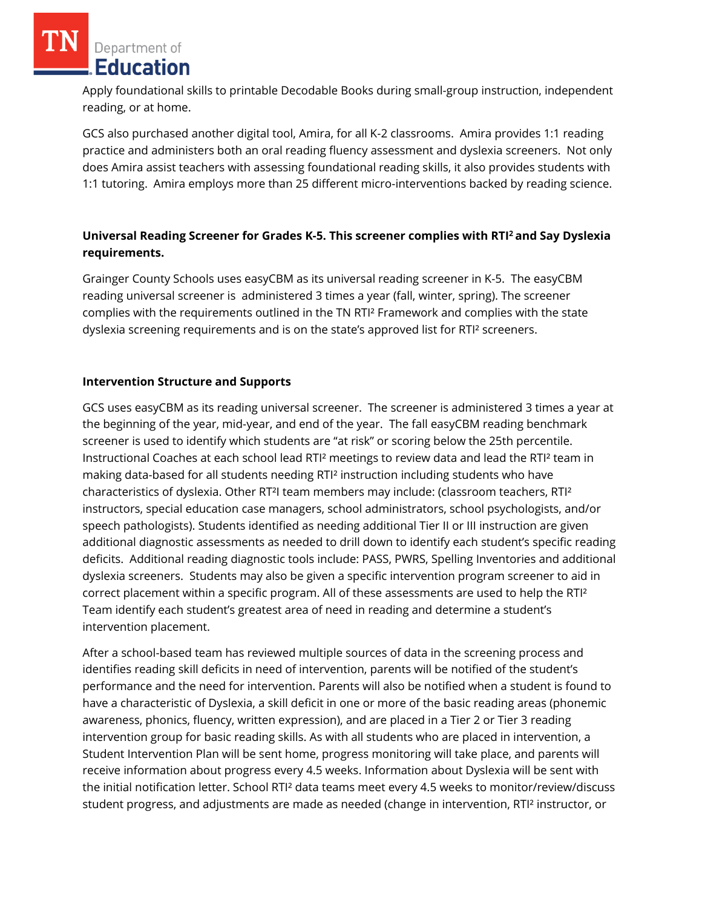Apply foundational skills to printable Decodable Books during small-group instruction, independent reading, or at home.

GCS also purchased another digital tool, Amira, for all K-2 classrooms. Amira provides 1:1 reading practice and administers both an oral reading fluency assessment and dyslexia screeners. Not only does Amira assist teachers with assessing foundational reading skills, it also provides students with 1:1 tutoring. Amira employs more than 25 different micro-interventions backed by reading science.

**Universal Reading Screener for Grades K-5. This screener complies with RTI² and Say Dyslexia requirements.**

Grainger County Schools uses easyCBM as its universal reading screener in K-5. The easyCBM reading universal screener is administered 3 times a year (fall, winter, spring). The screener complies with the requirements outlined in the TN RTI² Framework and complies with the state dyslexia screening requirements and is on the state's approved list for RTI² screeners.

**Intervention Structure and Supports**

GCS uses easyCBM as its reading universal screener. The screener is administered 3 times a year at the beginning of the year, mid-year, and end of the year. The fall easyCBM reading benchmark screener is used to identify which students are "at risk" or scoring below the 25th percentile. Instructional Coaches at each school lead RTI² meetings to review data and lead the RTI² team in making data-based for all students needing RTI² instruction including students who have characteristics of dyslexia. Other RT²I team members may include: (classroom teachers, RTI² instructors, special education case managers, school administrators, school psychologists, and/or speech pathologists). Students identified as needing additional Tier II or III instruction are given additional diagnostic assessments as needed to drill down to identify each student's specific reading deficits. Additional reading diagnostic tools include: PASS, PWRS, Spelling Inventories and additional dyslexia screeners. Students may also be given a specific intervention program screener to aid in correct placement within a specific program. All of these assessments are used to help the RTI² Team identify each student's greatest area of need in reading and determine a student's intervention placement.

After a school-based team has reviewed multiple sources of data in the screening process and identifies reading skill deficits in need of intervention, parents will be notified of the student's performance and the need for intervention. Parents will also be notified when a student is found to have a characteristic of Dyslexia, a skill deficit in one or more of the basic reading areas (phonemic awareness, phonics, fluency, written expression), and are placed in a Tier 2 or Tier 3 reading intervention group for basic reading skills. As with all students who are placed in intervention, a Student Intervention Plan will be sent home, progress monitoring will take place, and parents will receive information about progress every 4.5 weeks. Information about Dyslexia will be sent with the initial notification letter. School RTI² data teams meet every 4.5 weeks to monitor/review/discuss student progress, and adjustments are made as needed (change in intervention, RTI² instructor, or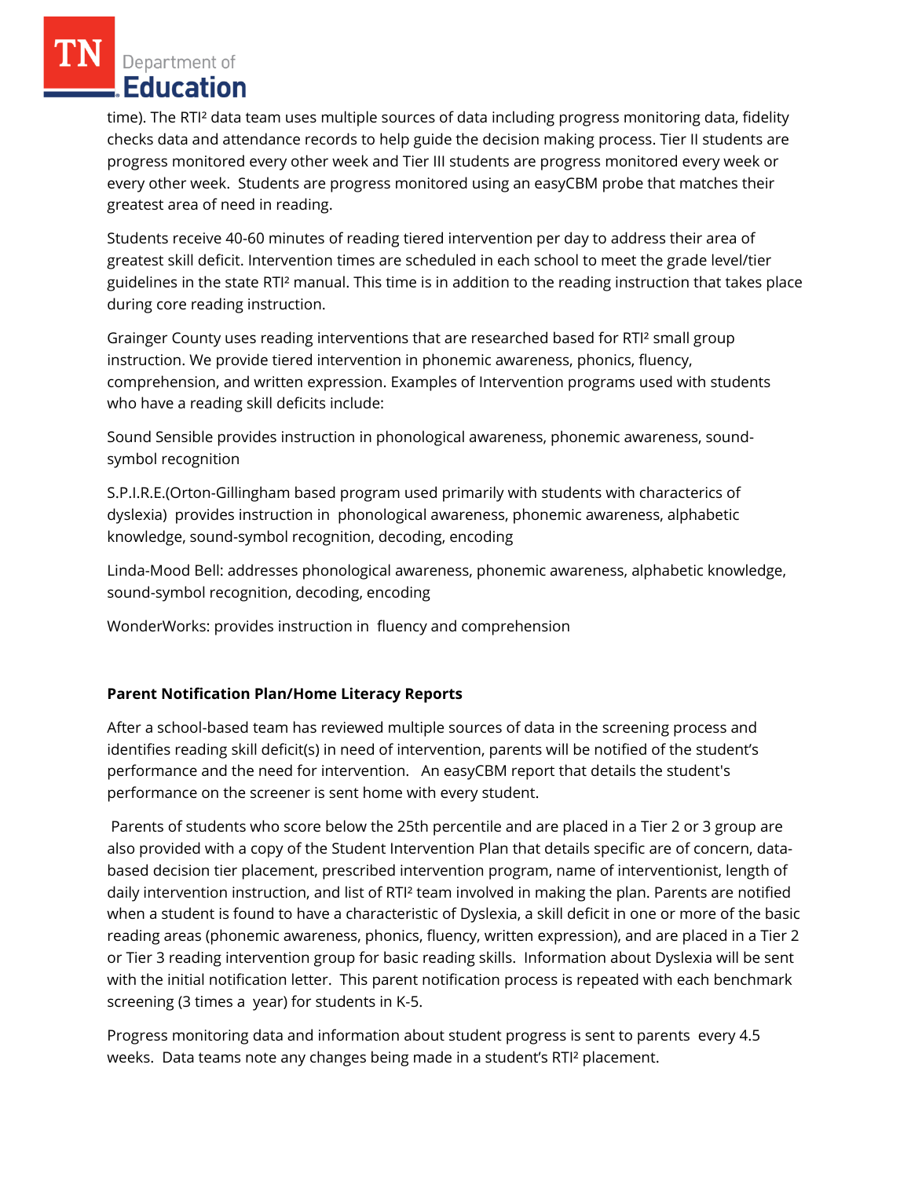time). The RTI² data team uses multiple sources of data including progress monitoring data, fidelity checks data and attendance records to help guide the decision making process. Tier II students are progress monitored every other week and Tier III students are progress monitored every week or every other week. Students are progress monitored using an easyCBM probe that matches their greatest area of need in reading.

Students receive 40-60 minutes of reading tiered intervention per day to address their area of greatest skill deficit. Intervention times are scheduled in each school to meet the grade level/tier guidelines in the state RTI² manual. This time is in addition to the reading instruction that takes place during core reading instruction.

Grainger County uses reading interventions that are researched based for RTI² small group instruction. We provide tiered intervention in phonemic awareness, phonics, fluency, comprehension, and written expression. Examples of Intervention programs used with students who have a reading skill deficits include:

Sound Sensible provides instruction in phonological awareness, phonemic awareness, sound-symbol recognition

S.P.I.R.E.(Orton-Gillingham based program used primarily with students with characterics of dyslexia) provides instruction in phonological awareness, phonemic awareness, alphabetic knowledge, sound-symbol recognition, decoding, encoding

Linda-Mood Bell: addresses phonological awareness, phonemic awareness, alphabetic knowledge, sound-symbol recognition, decoding, encoding

WonderWorks: provides instruction in fluency and comprehension

**Parent Notification Plan/Home Literacy Reports**

After a school-based team has reviewed multiple sources of data in the screening process and identifies reading skill deficit(s) in need of intervention, parents will be notified of the student's performance and the need for intervention. An easyCBM report that details the student's performance on the screener is sent home with every student.

Parents of students who score below the 25th percentile and are placed in a Tier 2 or 3 group are also provided with a copy of the Student Intervention Plan that details specific are of concern, data-based decision tier placement, prescribed intervention program, name of interventionist, length of daily intervention instruction, and list of RTI² team involved in making the plan. Parents are notified when a student is found to have a characteristic of Dyslexia, a skill deficit in one or more of the basic reading areas (phonemic awareness, phonics, fluency, written expression), and are placed in a Tier 2 or Tier 3 reading intervention group for basic reading skills. Information about Dyslexia will be sent with the initial notification letter. This parent notification process is repeated with each benchmark screening (3 times a year) for students in K-5.

Progress monitoring data and information about student progress is sent to parents every 4.5 weeks. Data teams note any changes being made in a student's RTI² placement.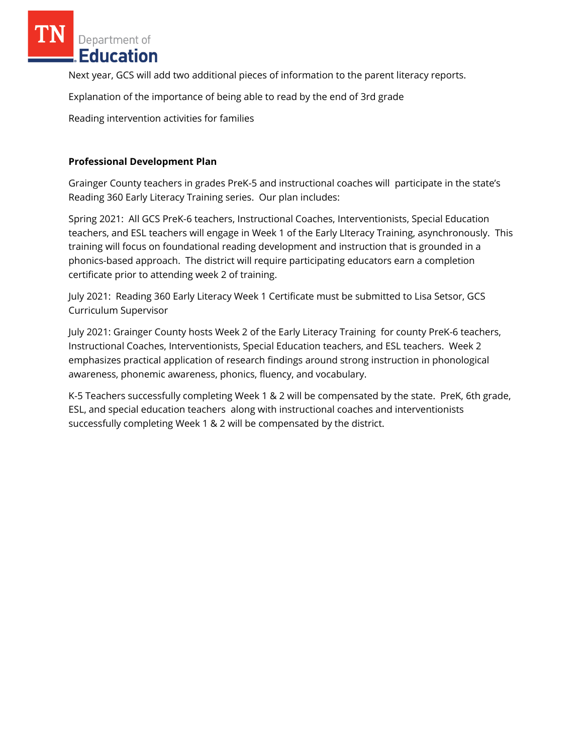Next year, GCS will add two additional pieces of information to the parent literacy reports.

Explanation of the importance of being able to read by the end of 3rd grade

Reading intervention activities for families

**Professional Development Plan**

Grainger County teachers in grades PreK-5 and instructional coaches will participate in the state's Reading 360 Early Literacy Training series. Our plan includes:

Spring 2021: All GCS PreK-6 teachers, Instructional Coaches, Interventionists, Special Education teachers, and ESL teachers will engage in Week 1 of the Early LIteracy Training, asynchronously. This training will focus on foundational reading development and instruction that is grounded in a phonics-based approach. The district will require participating educators earn a completion certificate prior to attending week 2 of training.

July 2021: Reading 360 Early Literacy Week 1 Certificate must be submitted to Lisa Setsor, GCS Curriculum Supervisor

July 2021: Grainger County hosts Week 2 of the Early Literacy Training for county PreK-6 teachers, Instructional Coaches, Interventionists, Special Education teachers, and ESL teachers. Week 2 emphasizes practical application of research findings around strong instruction in phonological awareness, phonemic awareness, phonics, fluency, and vocabulary.

K-5 Teachers successfully completing Week 1 & 2 will be compensated by the state. PreK, 6th grade, ESL, and special education teachers along with instructional coaches and interventionists successfully completing Week 1 & 2 will be compensated by the district.